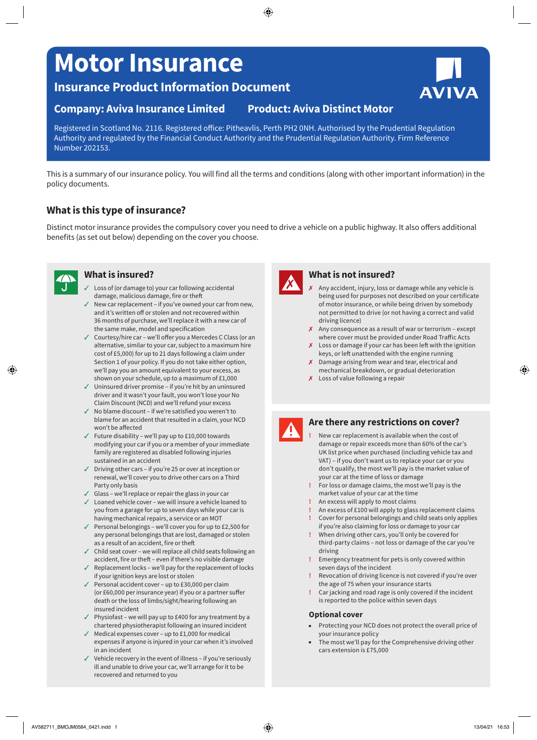# Motor Insurance

## Insurance Product Information Document

**Company: Aviva Insurance Limited** **Product: Aviva Distinct Motor**

Registered in Scotland No. 2116. Registered office: Pitheavlis, Perth PH2 0NH. Authorised by the Prudential Regulation Authority and regulated by the Financial Conduct Authority and the Prudential Regulation Authority. Firm Reference Number 202153.

This is a summary of our insurance policy. You will find all the terms and conditions (along with other important information) in the policy documents.

## What is this type of insurance?

Distinct motor insurance provides the compulsory cover you need to drive a vehicle on a public highway. It also offers additional benefits (as set out below) depending on the cover you choose.

## What is insured?

- ✓ Loss of (or damage to) your car following accidental damage, malicious damage, fire or theft
- ✓ New car replacement – if you've owned your car from new, and it's written off or stolen and not recovered within 36 months of purchase, we'll replace it with a new car of the same make, model and specification
- ✓ Courtesy/hire car – we'll offer you a Mercedes C Class (or an alternative, similar to your car, subject to a maximum hire cost of £5,000) for up to 21 days following a claim under Section 1 of your policy. If you do not take either option, we'll pay you an amount equivalent to your excess, as shown on your schedule, up to a maximum of £1,000
- ✓ Uninsured driver promise – if you're hit by an uninsured driver and it wasn't your fault, you won't lose your No Claim Discount (NCD) and we'll refund your excess
- ✓ No blame discount – if we're satisfied you weren't to blame for an accident that resulted in a claim, your NCD won't be affected
- ✓ Future disability – we'll pay up to £10,000 towards modifying your car if you or a member of your immediate family are registered as disabled following injuries sustained in an accident
- ✓ Driving other cars – if you're 25 or over at inception or renewal, we'll cover you to drive other cars on a Third Party only basis
- ✓ Glass – we'll replace or repair the glass in your car
- ✓ Loaned vehicle cover – we will insure a vehicle loaned to you from a garage for up to seven days while your car is having mechanical repairs, a service or an MOT
- ✓ Personal belongings – we'll cover you for up to £2,500 for any personal belongings that are lost, damaged or stolen as a result of an accident, fire or theft
- ✓ Child seat cover – we will replace all child seats following an accident, fire or theft – even if there's no visible damage
- ✓ Replacement locks – we'll pay for the replacement of locks if your ignition keys are lost or stolen
- ✓ Personal accident cover – up to £30,000 per claim (or £60,000 per insurance year) if you or a partner suffer death or the loss of limbs/sight/hearing following an insured incident
- ✓ Physiofast – we will pay up to £400 for any treatment by a chartered physiotherapist following an insured incident
- ✓ Medical expenses cover – up to £1,000 for medical expenses if anyone is injured in your car when it's involved in an incident
- ✓ Vehicle recovery in the event of illness – if you're seriously ill and unable to drive your car, we'll arrange for it to be recovered and returned to you

## What is not insured?

- ✗ Any accident, injury, loss or damage while any vehicle is being used for purposes not described on your certificate of motor insurance, or while being driven by somebody not permitted to drive (or not having a correct and valid driving licence)
- ✗ Any consequence as a result of war or terrorism – except where cover must be provided under Road Traffic Acts
- ✗ Loss or damage if your car has been left with the ignition keys, or left unattended with the engine running
- ✗ Damage arising from wear and tear, electrical and mechanical breakdown, or gradual deterioration
- ✗ Loss of value following a repair

## Are there any restrictions on cover?

- ! New car replacement is available when the cost of damage or repair exceeds more than 60% of the car's UK list price when purchased (including vehicle tax and VAT) – if you don't want us to replace your car or you don't qualify, the most we'll pay is the market value of your car at the time of loss or damage
- ! For loss or damage claims, the most we'll pay is the market value of your car at the time
- ! An excess will apply to most claims
- ! An excess of £100 will apply to glass replacement claims
- ! Cover for personal belongings and child seats only applies if you're also claiming for loss or damage to your car
- ! When driving other cars, you'll only be covered for third-party claims – not loss or damage of the car you're driving
- ! Emergency treatment for pets is only covered within seven days of the incident
- ! Revocation of driving licence is not covered if you're over the age of 75 when your insurance starts
- ! Car jacking and road rage is only covered if the incident is reported to the police within seven days

### Optional cover

- Protecting your NCD does not protect the overall price of your insurance policy
- The most we'll pay for the Comprehensive driving other cars extension is £75,000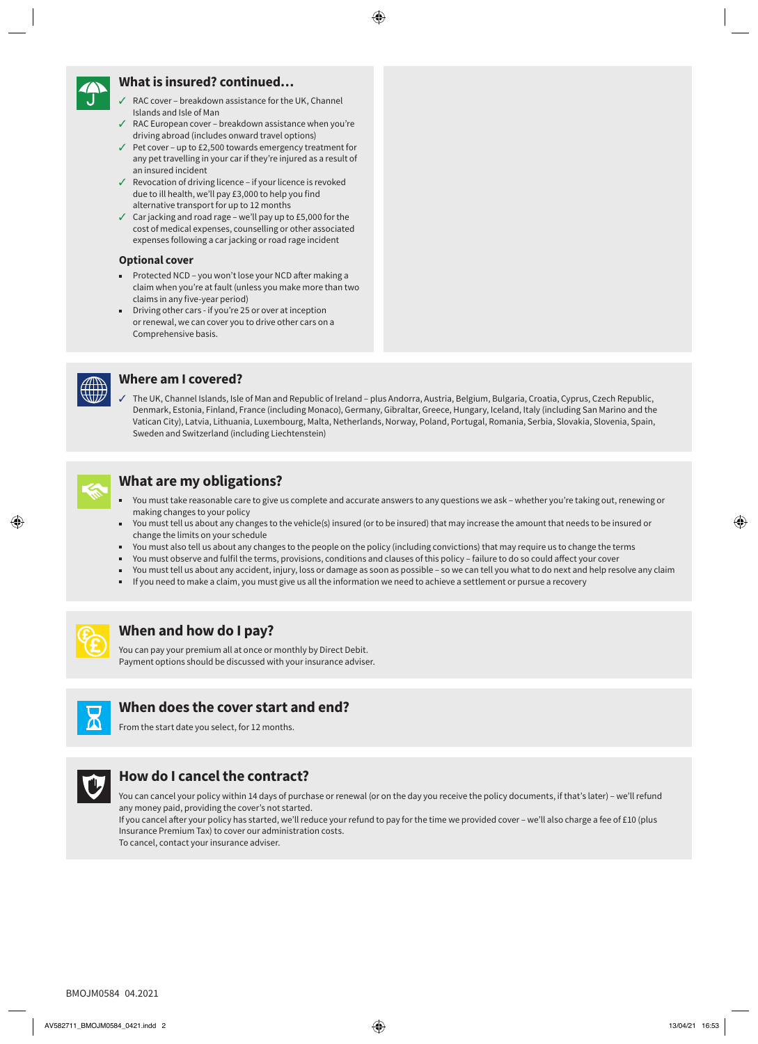## What is insured? continued…

- ✓ RAC cover – breakdown assistance for the UK, Channel Islands and Isle of Man
- ✓ RAC European cover – breakdown assistance when you're driving abroad (includes onward travel options)
- ✓ Pet cover – up to £2,500 towards emergency treatment for any pet travelling in your car if they're injured as a result of an insured incident
- ✓ Revocation of driving licence – if your licence is revoked due to ill health, we'll pay £3,000 to help you find alternative transport for up to 12 months
- ✓ Car jacking and road rage – we'll pay up to £5,000 for the cost of medical expenses, counselling or other associated expenses following a car jacking or road rage incident

### Optional cover

- Protected NCD – you won't lose your NCD after making a claim when you're at fault (unless you make more than two claims in any five-year period)
- Driving other cars - if you're 25 or over at inception or renewal, we can cover you to drive other cars on a Comprehensive basis.

## Where am I covered?

- ✓ The UK, Channel Islands, Isle of Man and Republic of Ireland – plus Andorra, Austria, Belgium, Bulgaria, Croatia, Cyprus, Czech Republic, Denmark, Estonia, Finland, France (including Monaco), Germany, Gibraltar, Greece, Hungary, Iceland, Italy (including San Marino and the Vatican City), Latvia, Lithuania, Luxembourg, Malta, Netherlands, Norway, Poland, Portugal, Romania, Serbia, Slovakia, Slovenia, Spain, Sweden and Switzerland (including Liechtenstein)

## What are my obligations?

- You must take reasonable care to give us complete and accurate answers to any questions we ask – whether you're taking out, renewing or making changes to your policy
- You must tell us about any changes to the vehicle(s) insured (or to be insured) that may increase the amount that needs to be insured or change the limits on your schedule
- You must also tell us about any changes to the people on the policy (including convictions) that may require us to change the terms
- You must observe and fulfil the terms, provisions, conditions and clauses of this policy – failure to do so could affect your cover
- You must tell us about any accident, injury, loss or damage as soon as possible – so we can tell you what to do next and help resolve any claim
- If you need to make a claim, you must give us all the information we need to achieve a settlement or pursue a recovery

## When and how do I pay?

You can pay your premium all at once or monthly by Direct Debit.
Payment options should be discussed with your insurance adviser.

## When does the cover start and end?

From the start date you select, for 12 months.

## How do I cancel the contract?

You can cancel your policy within 14 days of purchase or renewal (or on the day you receive the policy documents, if that's later) – we'll refund any money paid, providing the cover's not started.
If you cancel after your policy has started, we'll reduce your refund to pay for the time we provided cover – we'll also charge a fee of £10 (plus Insurance Premium Tax) to cover our administration costs.
To cancel, contact your insurance adviser.

BMOJM0584 04.2021